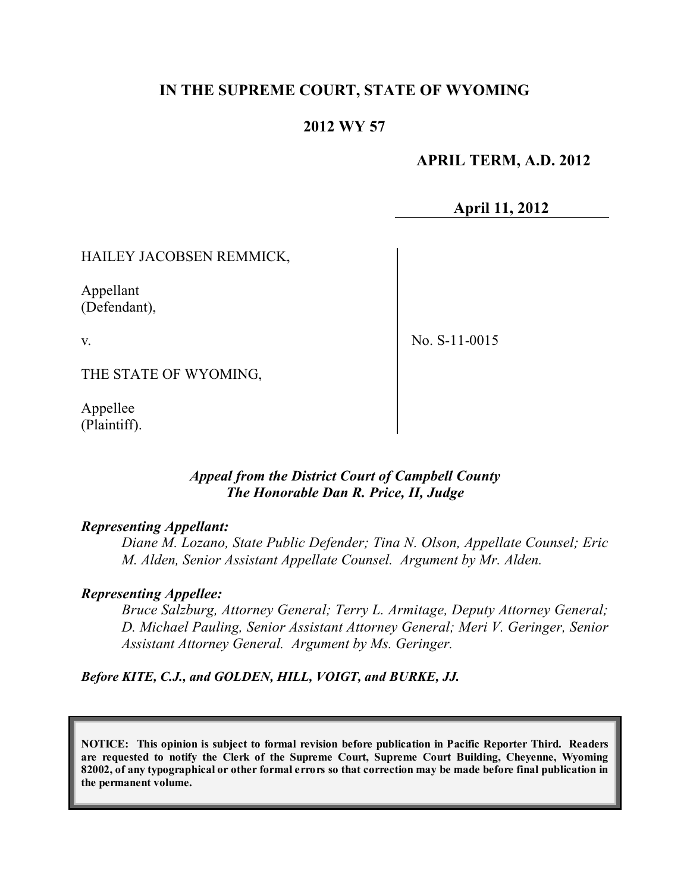**IN THE SUPREME COURT, STATE OF WYOMING**

**2012 WY 57**

**APRIL TERM, A.D. 2012**

**April 11, 2012**

HAILEY JACOBSEN REMMICK,

Appellant
(Defendant),

v.

THE STATE OF WYOMING,

Appellee
(Plaintiff).

No. S-11-0015

***Appeal from the District Court of Campbell County***
***The Honorable Dan R. Price, II, Judge***

***Representing Appellant:***

*Diane M. Lozano, State Public Defender; Tina N. Olson, Appellate Counsel; Eric M. Alden, Senior Assistant Appellate Counsel. Argument by Mr. Alden.*

***Representing Appellee:***

*Bruce Salzburg, Attorney General; Terry L. Armitage, Deputy Attorney General; D. Michael Pauling, Senior Assistant Attorney General; Meri V. Geringer, Senior Assistant Attorney General. Argument by Ms. Geringer.*

***Before KITE, C.J., and GOLDEN, HILL, VOIGT, and BURKE, JJ.***

**NOTICE: This opinion is subject to formal revision before publication in Pacific Reporter Third. Readers are requested to notify the Clerk of the Supreme Court, Supreme Court Building, Cheyenne, Wyoming 82002, of any typographical or other formal errors so that correction may be made before final publication in the permanent volume.**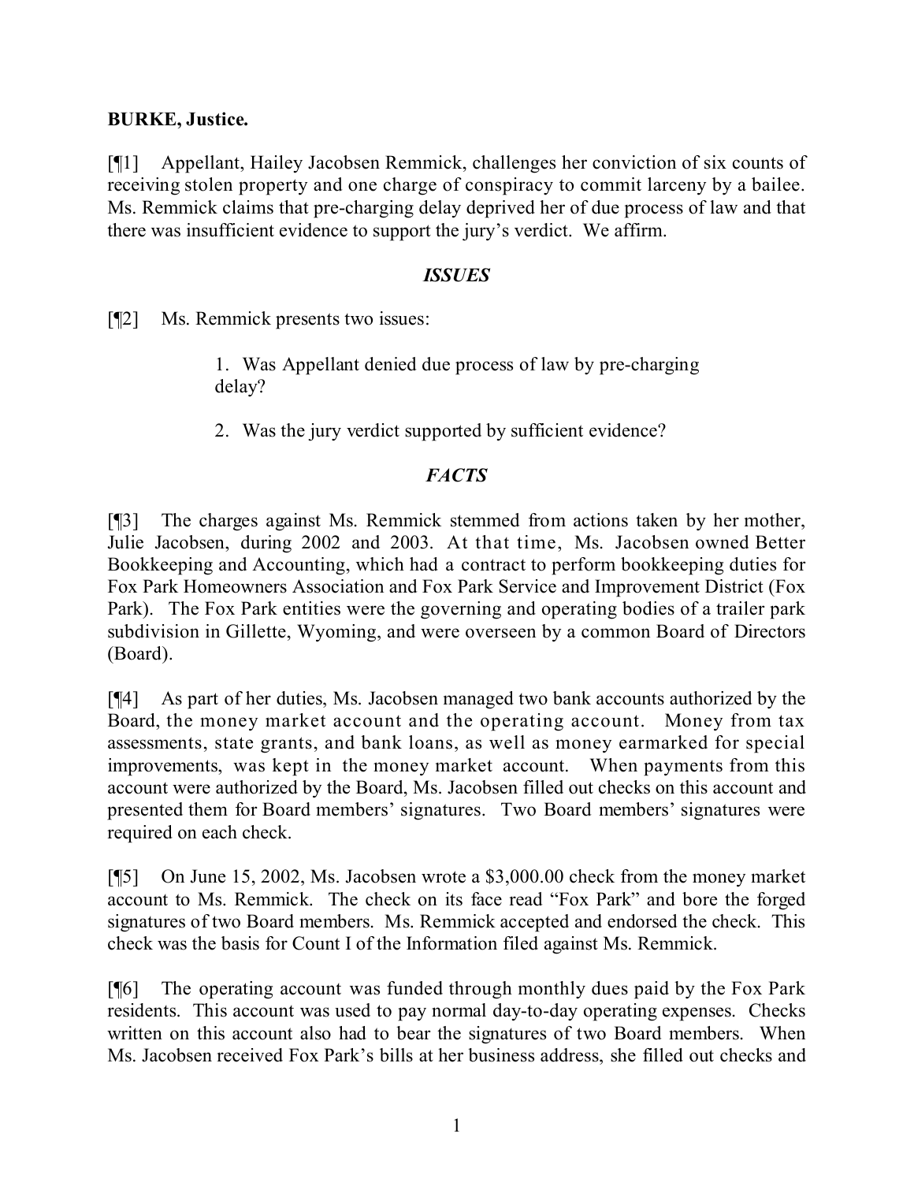**BURKE, Justice.**

[¶1] Appellant, Hailey Jacobsen Remmick, challenges her conviction of six counts of receiving stolen property and one charge of conspiracy to commit larceny by a bailee. Ms. Remmick claims that pre-charging delay deprived her of due process of law and that there was insufficient evidence to support the jury's verdict. We affirm.

## *ISSUES*

[¶2] Ms. Remmick presents two issues:

> 1. Was Appellant denied due process of law by pre-charging delay?
>
> 2. Was the jury verdict supported by sufficient evidence?

## *FACTS*

[¶3] The charges against Ms. Remmick stemmed from actions taken by her mother, Julie Jacobsen, during 2002 and 2003. At that time, Ms. Jacobsen owned Better Bookkeeping and Accounting, which had a contract to perform bookkeeping duties for Fox Park Homeowners Association and Fox Park Service and Improvement District (Fox Park). The Fox Park entities were the governing and operating bodies of a trailer park subdivision in Gillette, Wyoming, and were overseen by a common Board of Directors (Board).

[¶4] As part of her duties, Ms. Jacobsen managed two bank accounts authorized by the Board, the money market account and the operating account. Money from tax assessments, state grants, and bank loans, as well as money earmarked for special improvements, was kept in the money market account. When payments from this account were authorized by the Board, Ms. Jacobsen filled out checks on this account and presented them for Board members' signatures. Two Board members' signatures were required on each check.

[¶5] On June 15, 2002, Ms. Jacobsen wrote a $3,000.00 check from the money market account to Ms. Remmick. The check on its face read "Fox Park" and bore the forged signatures of two Board members. Ms. Remmick accepted and endorsed the check. This check was the basis for Count I of the Information filed against Ms. Remmick.

[¶6] The operating account was funded through monthly dues paid by the Fox Park residents. This account was used to pay normal day-to-day operating expenses. Checks written on this account also had to bear the signatures of two Board members. When Ms. Jacobsen received Fox Park's bills at her business address, she filled out checks and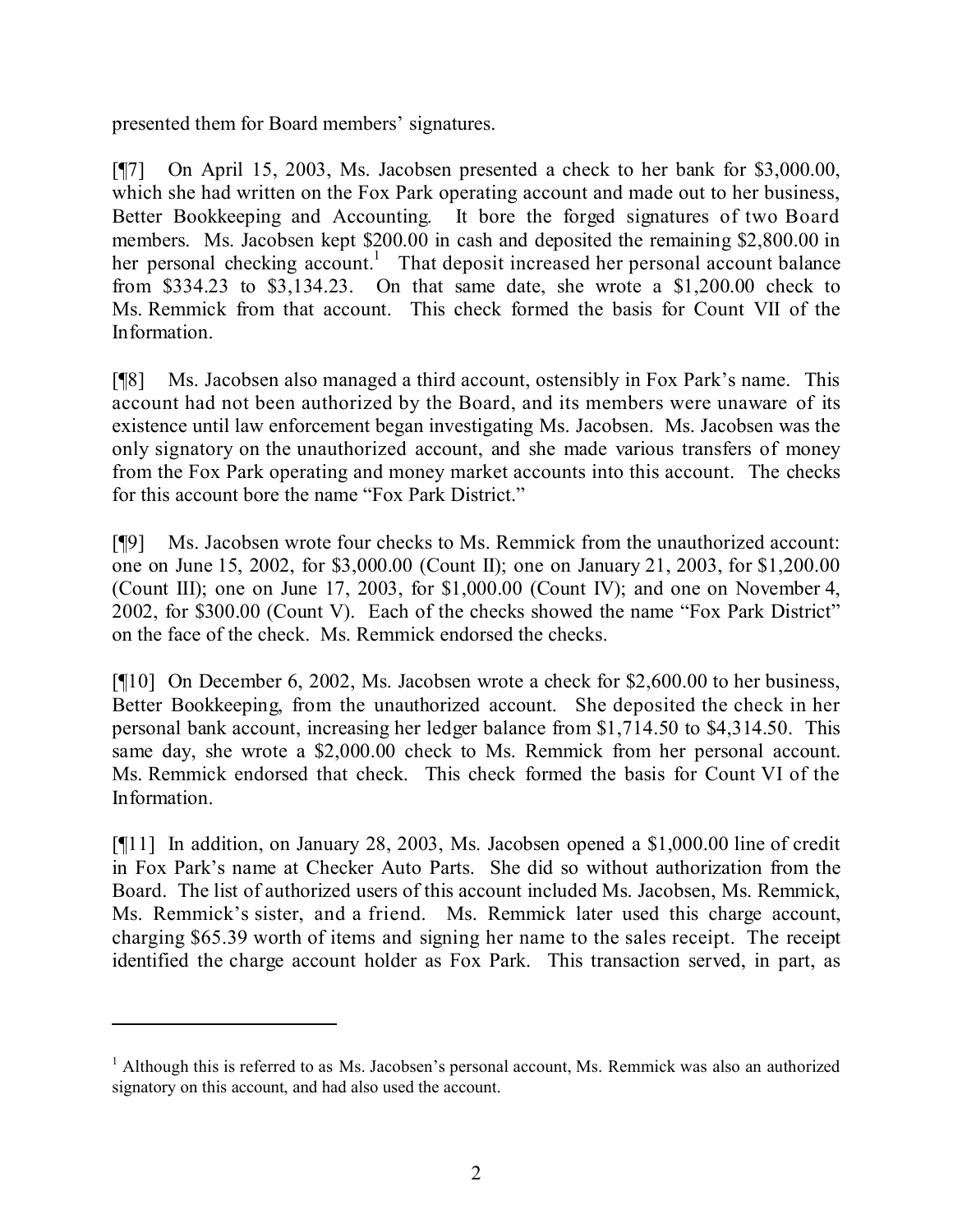presented them for Board members' signatures.

[¶7] On April 15, 2003, Ms. Jacobsen presented a check to her bank for $3,000.00, which she had written on the Fox Park operating account and made out to her business, Better Bookkeeping and Accounting. It bore the forged signatures of two Board members. Ms. Jacobsen kept $200.00 in cash and deposited the remaining $2,800.00 in her personal checking account.[1] That deposit increased her personal account balance from $334.23 to $3,134.23. On that same date, she wrote a $1,200.00 check to Ms. Remmick from that account. This check formed the basis for Count VII of the Information.

[¶8] Ms. Jacobsen also managed a third account, ostensibly in Fox Park's name. This account had not been authorized by the Board, and its members were unaware of its existence until law enforcement began investigating Ms. Jacobsen. Ms. Jacobsen was the only signatory on the unauthorized account, and she made various transfers of money from the Fox Park operating and money market accounts into this account. The checks for this account bore the name "Fox Park District."

[¶9] Ms. Jacobsen wrote four checks to Ms. Remmick from the unauthorized account: one on June 15, 2002, for $3,000.00 (Count II); one on January 21, 2003, for $1,200.00 (Count III); one on June 17, 2003, for $1,000.00 (Count IV); and one on November 4, 2002, for $300.00 (Count V). Each of the checks showed the name "Fox Park District" on the face of the check. Ms. Remmick endorsed the checks.

[¶10] On December 6, 2002, Ms. Jacobsen wrote a check for $2,600.00 to her business, Better Bookkeeping, from the unauthorized account. She deposited the check in her personal bank account, increasing her ledger balance from $1,714.50 to $4,314.50. This same day, she wrote a $2,000.00 check to Ms. Remmick from her personal account. Ms. Remmick endorsed that check. This check formed the basis for Count VI of the Information.

[¶11] In addition, on January 28, 2003, Ms. Jacobsen opened a $1,000.00 line of credit in Fox Park's name at Checker Auto Parts. She did so without authorization from the Board. The list of authorized users of this account included Ms. Jacobsen, Ms. Remmick, Ms. Remmick's sister, and a friend. Ms. Remmick later used this charge account, charging $65.39 worth of items and signing her name to the sales receipt. The receipt identified the charge account holder as Fox Park. This transaction served, in part, as

---

[1] Although this is referred to as Ms. Jacobsen's personal account, Ms. Remmick was also an authorized signatory on this account, and had also used the account.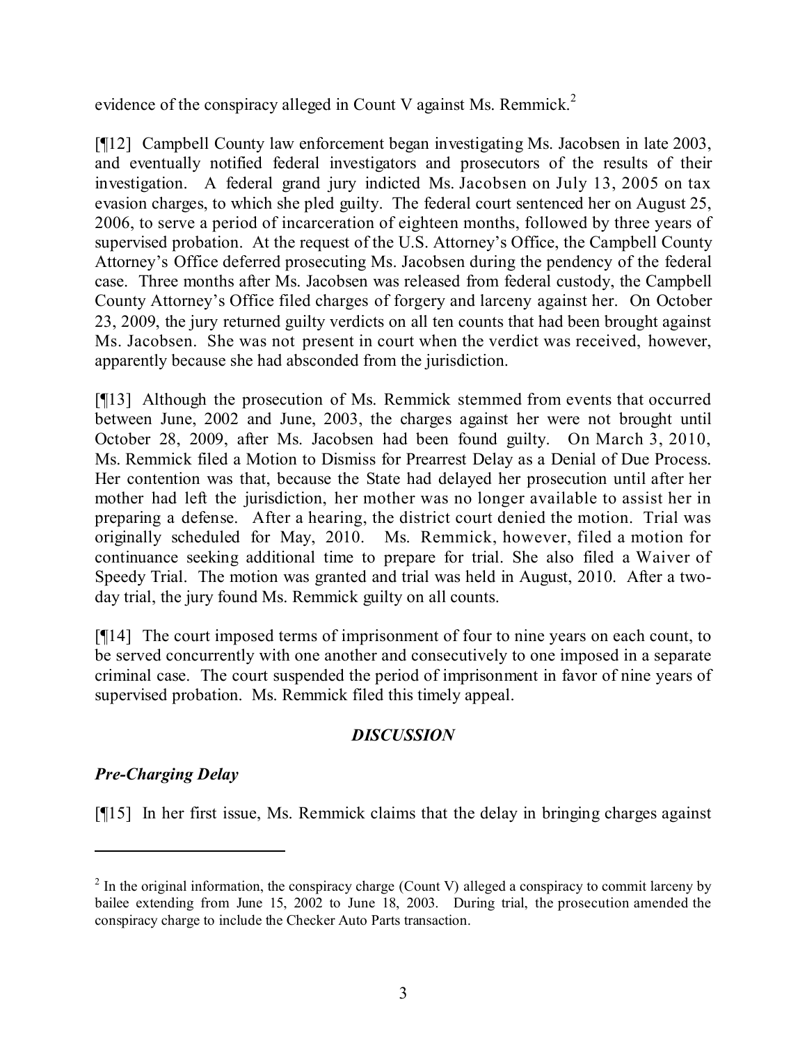evidence of the conspiracy alleged in Count V against Ms. Remmick.[2]

[¶12] Campbell County law enforcement began investigating Ms. Jacobsen in late 2003, and eventually notified federal investigators and prosecutors of the results of their investigation. A federal grand jury indicted Ms. Jacobsen on July 13, 2005 on tax evasion charges, to which she pled guilty. The federal court sentenced her on August 25, 2006, to serve a period of incarceration of eighteen months, followed by three years of supervised probation. At the request of the U.S. Attorney's Office, the Campbell County Attorney's Office deferred prosecuting Ms. Jacobsen during the pendency of the federal case. Three months after Ms. Jacobsen was released from federal custody, the Campbell County Attorney's Office filed charges of forgery and larceny against her. On October 23, 2009, the jury returned guilty verdicts on all ten counts that had been brought against Ms. Jacobsen. She was not present in court when the verdict was received, however, apparently because she had absconded from the jurisdiction.

[¶13] Although the prosecution of Ms. Remmick stemmed from events that occurred between June, 2002 and June, 2003, the charges against her were not brought until October 28, 2009, after Ms. Jacobsen had been found guilty. On March 3, 2010, Ms. Remmick filed a Motion to Dismiss for Prearrest Delay as a Denial of Due Process. Her contention was that, because the State had delayed her prosecution until after her mother had left the jurisdiction, her mother was no longer available to assist her in preparing a defense. After a hearing, the district court denied the motion. Trial was originally scheduled for May, 2010. Ms. Remmick, however, filed a motion for continuance seeking additional time to prepare for trial. She also filed a Waiver of Speedy Trial. The motion was granted and trial was held in August, 2010. After a two-day trial, the jury found Ms. Remmick guilty on all counts.

[¶14] The court imposed terms of imprisonment of four to nine years on each count, to be served concurrently with one another and consecutively to one imposed in a separate criminal case. The court suspended the period of imprisonment in favor of nine years of supervised probation. Ms. Remmick filed this timely appeal.

## *DISCUSSION*

### *Pre-Charging Delay*

[¶15] In her first issue, Ms. Remmick claims that the delay in bringing charges against

---

[2] In the original information, the conspiracy charge (Count V) alleged a conspiracy to commit larceny by bailee extending from June 15, 2002 to June 18, 2003. During trial, the prosecution amended the conspiracy charge to include the Checker Auto Parts transaction.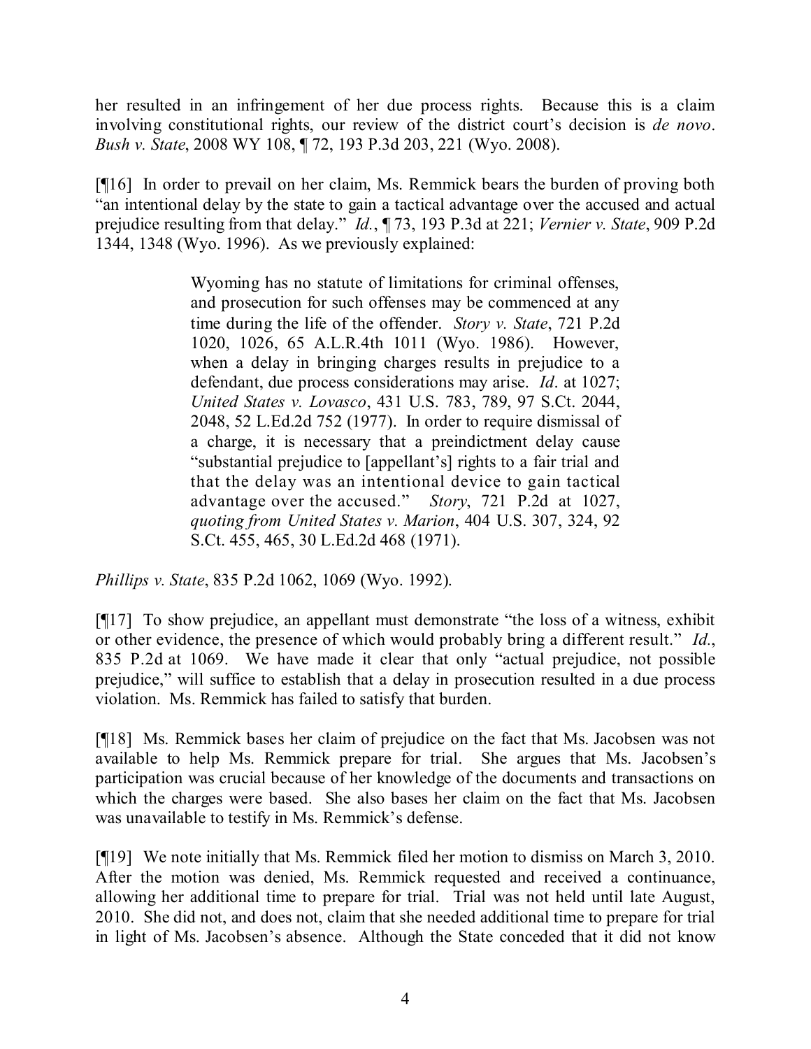her resulted in an infringement of her due process rights. Because this is a claim involving constitutional rights, our review of the district court's decision is *de novo*. *Bush v. State*, 2008 WY 108, ¶ 72, 193 P.3d 203, 221 (Wyo. 2008).

[¶16] In order to prevail on her claim, Ms. Remmick bears the burden of proving both "an intentional delay by the state to gain a tactical advantage over the accused and actual prejudice resulting from that delay." *Id.*, ¶ 73, 193 P.3d at 221; *Vernier v. State*, 909 P.2d 1344, 1348 (Wyo. 1996). As we previously explained:

> Wyoming has no statute of limitations for criminal offenses, and prosecution for such offenses may be commenced at any time during the life of the offender. *Story v. State*, 721 P.2d 1020, 1026, 65 A.L.R.4th 1011 (Wyo. 1986). However, when a delay in bringing charges results in prejudice to a defendant, due process considerations may arise. *Id*. at 1027; *United States v. Lovasco*, 431 U.S. 783, 789, 97 S.Ct. 2044, 2048, 52 L.Ed.2d 752 (1977). In order to require dismissal of a charge, it is necessary that a preindictment delay cause "substantial prejudice to [appellant's] rights to a fair trial and that the delay was an intentional device to gain tactical advantage over the accused." *Story*, 721 P.2d at 1027, *quoting from United States v. Marion*, 404 U.S. 307, 324, 92 S.Ct. 455, 465, 30 L.Ed.2d 468 (1971).

*Phillips v. State*, 835 P.2d 1062, 1069 (Wyo. 1992).

[¶17] To show prejudice, an appellant must demonstrate "the loss of a witness, exhibit or other evidence, the presence of which would probably bring a different result." *Id.*, 835 P.2d at 1069. We have made it clear that only "actual prejudice, not possible prejudice," will suffice to establish that a delay in prosecution resulted in a due process violation. Ms. Remmick has failed to satisfy that burden.

[¶18] Ms. Remmick bases her claim of prejudice on the fact that Ms. Jacobsen was not available to help Ms. Remmick prepare for trial. She argues that Ms. Jacobsen's participation was crucial because of her knowledge of the documents and transactions on which the charges were based. She also bases her claim on the fact that Ms. Jacobsen was unavailable to testify in Ms. Remmick's defense.

[¶19] We note initially that Ms. Remmick filed her motion to dismiss on March 3, 2010. After the motion was denied, Ms. Remmick requested and received a continuance, allowing her additional time to prepare for trial. Trial was not held until late August, 2010. She did not, and does not, claim that she needed additional time to prepare for trial in light of Ms. Jacobsen's absence. Although the State conceded that it did not know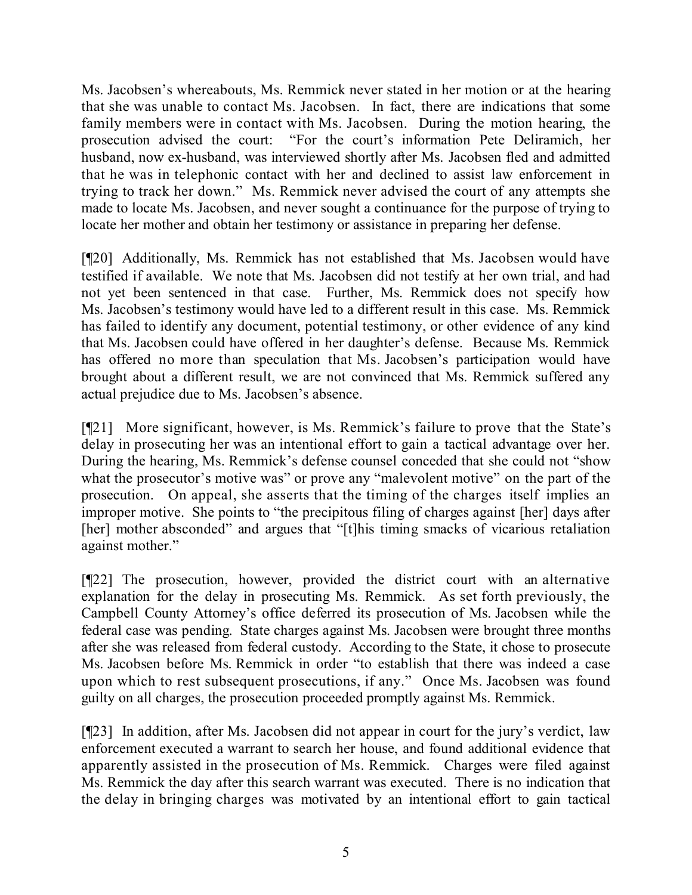Ms. Jacobsen's whereabouts, Ms. Remmick never stated in her motion or at the hearing that she was unable to contact Ms. Jacobsen. In fact, there are indications that some family members were in contact with Ms. Jacobsen. During the motion hearing, the prosecution advised the court: "For the court's information Pete Deliramich, her husband, now ex-husband, was interviewed shortly after Ms. Jacobsen fled and admitted that he was in telephonic contact with her and declined to assist law enforcement in trying to track her down." Ms. Remmick never advised the court of any attempts she made to locate Ms. Jacobsen, and never sought a continuance for the purpose of trying to locate her mother and obtain her testimony or assistance in preparing her defense.

[¶20] Additionally, Ms. Remmick has not established that Ms. Jacobsen would have testified if available. We note that Ms. Jacobsen did not testify at her own trial, and had not yet been sentenced in that case. Further, Ms. Remmick does not specify how Ms. Jacobsen's testimony would have led to a different result in this case. Ms. Remmick has failed to identify any document, potential testimony, or other evidence of any kind that Ms. Jacobsen could have offered in her daughter's defense. Because Ms. Remmick has offered no more than speculation that Ms. Jacobsen's participation would have brought about a different result, we are not convinced that Ms. Remmick suffered any actual prejudice due to Ms. Jacobsen's absence.

[¶21] More significant, however, is Ms. Remmick's failure to prove that the State's delay in prosecuting her was an intentional effort to gain a tactical advantage over her. During the hearing, Ms. Remmick's defense counsel conceded that she could not "show what the prosecutor's motive was" or prove any "malevolent motive" on the part of the prosecution. On appeal, she asserts that the timing of the charges itself implies an improper motive. She points to "the precipitous filing of charges against [her] days after [her] mother absconded" and argues that "[t]his timing smacks of vicarious retaliation against mother."

[¶22] The prosecution, however, provided the district court with an alternative explanation for the delay in prosecuting Ms. Remmick. As set forth previously, the Campbell County Attorney's office deferred its prosecution of Ms. Jacobsen while the federal case was pending. State charges against Ms. Jacobsen were brought three months after she was released from federal custody. According to the State, it chose to prosecute Ms. Jacobsen before Ms. Remmick in order "to establish that there was indeed a case upon which to rest subsequent prosecutions, if any." Once Ms. Jacobsen was found guilty on all charges, the prosecution proceeded promptly against Ms. Remmick.

[¶23] In addition, after Ms. Jacobsen did not appear in court for the jury's verdict, law enforcement executed a warrant to search her house, and found additional evidence that apparently assisted in the prosecution of Ms. Remmick. Charges were filed against Ms. Remmick the day after this search warrant was executed. There is no indication that the delay in bringing charges was motivated by an intentional effort to gain tactical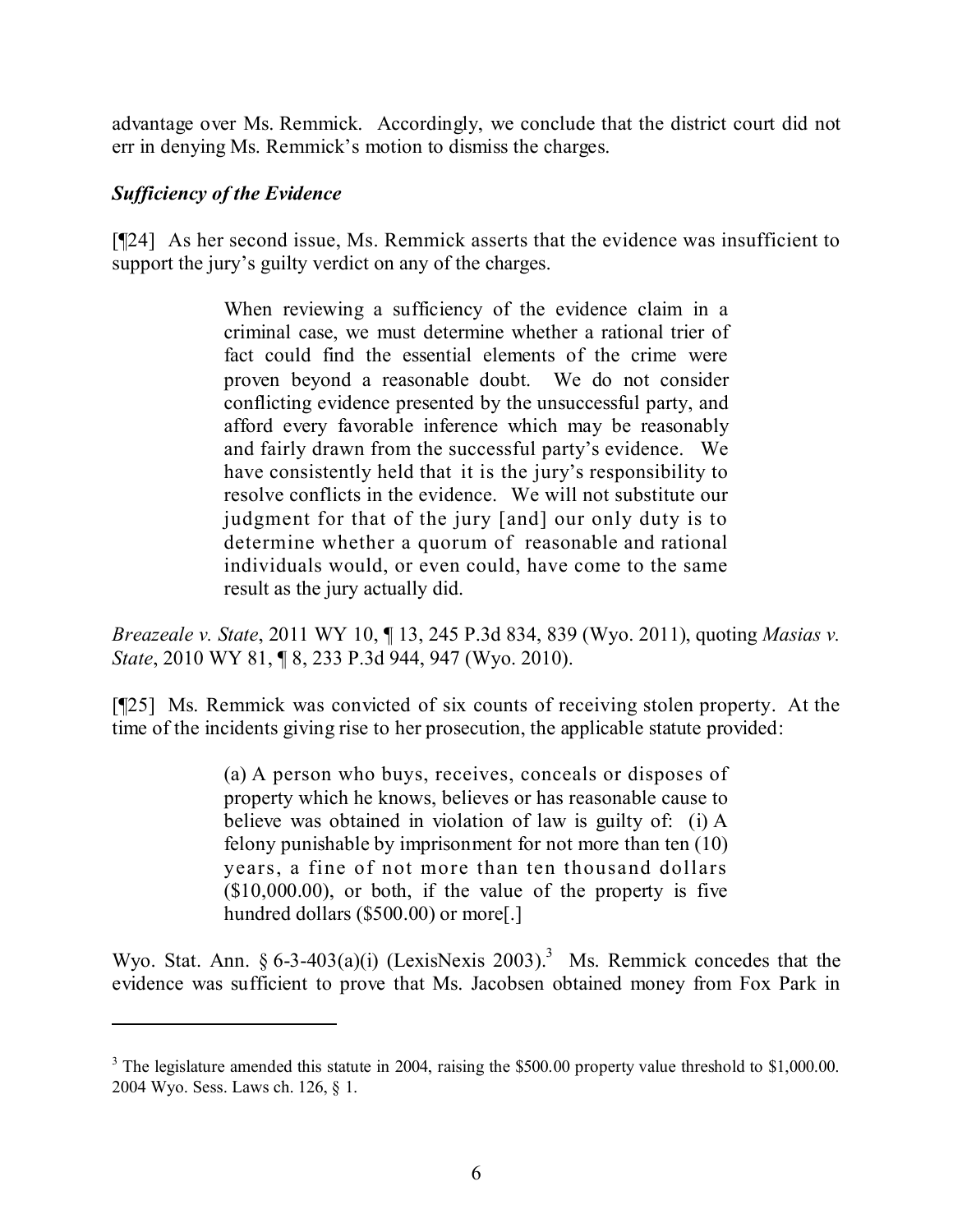advantage over Ms. Remmick. Accordingly, we conclude that the district court did not err in denying Ms. Remmick's motion to dismiss the charges.

### *Sufficiency of the Evidence*

[¶24] As her second issue, Ms. Remmick asserts that the evidence was insufficient to support the jury's guilty verdict on any of the charges.

> When reviewing a sufficiency of the evidence claim in a criminal case, we must determine whether a rational trier of fact could find the essential elements of the crime were proven beyond a reasonable doubt. We do not consider conflicting evidence presented by the unsuccessful party, and afford every favorable inference which may be reasonably and fairly drawn from the successful party's evidence. We have consistently held that it is the jury's responsibility to resolve conflicts in the evidence. We will not substitute our judgment for that of the jury [and] our only duty is to determine whether a quorum of reasonable and rational individuals would, or even could, have come to the same result as the jury actually did.

*Breazeale v. State*, 2011 WY 10, ¶ 13, 245 P.3d 834, 839 (Wyo. 2011), quoting *Masias v. State*, 2010 WY 81, ¶ 8, 233 P.3d 944, 947 (Wyo. 2010).

[¶25] Ms. Remmick was convicted of six counts of receiving stolen property. At the time of the incidents giving rise to her prosecution, the applicable statute provided:

> (a) A person who buys, receives, conceals or disposes of property which he knows, believes or has reasonable cause to believe was obtained in violation of law is guilty of: (i) A felony punishable by imprisonment for not more than ten (10) years, a fine of not more than ten thousand dollars ($10,000.00), or both, if the value of the property is five hundred dollars ($500.00) or more[.]

Wyo. Stat. Ann. § 6-3-403(a)(i) (LexisNexis 2003).[3] Ms. Remmick concedes that the evidence was sufficient to prove that Ms. Jacobsen obtained money from Fox Park in

---

[3] The legislature amended this statute in 2004, raising the $500.00 property value threshold to $1,000.00. 2004 Wyo. Sess. Laws ch. 126, § 1.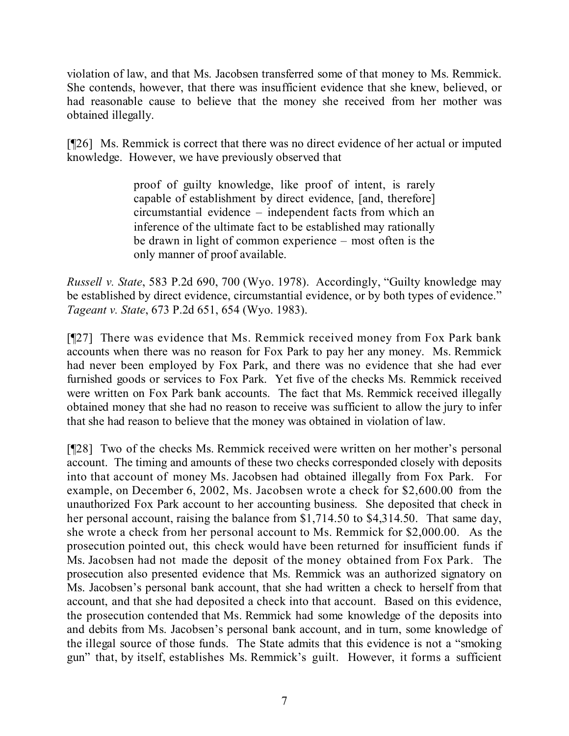violation of law, and that Ms. Jacobsen transferred some of that money to Ms. Remmick. She contends, however, that there was insufficient evidence that she knew, believed, or had reasonable cause to believe that the money she received from her mother was obtained illegally.

[¶26] Ms. Remmick is correct that there was no direct evidence of her actual or imputed knowledge. However, we have previously observed that

> proof of guilty knowledge, like proof of intent, is rarely capable of establishment by direct evidence, [and, therefore] circumstantial evidence – independent facts from which an inference of the ultimate fact to be established may rationally be drawn in light of common experience – most often is the only manner of proof available.

*Russell v. State*, 583 P.2d 690, 700 (Wyo. 1978). Accordingly, "Guilty knowledge may be established by direct evidence, circumstantial evidence, or by both types of evidence." *Tageant v. State*, 673 P.2d 651, 654 (Wyo. 1983).

[¶27] There was evidence that Ms. Remmick received money from Fox Park bank accounts when there was no reason for Fox Park to pay her any money. Ms. Remmick had never been employed by Fox Park, and there was no evidence that she had ever furnished goods or services to Fox Park. Yet five of the checks Ms. Remmick received were written on Fox Park bank accounts. The fact that Ms. Remmick received illegally obtained money that she had no reason to receive was sufficient to allow the jury to infer that she had reason to believe that the money was obtained in violation of law.

[¶28] Two of the checks Ms. Remmick received were written on her mother's personal account. The timing and amounts of these two checks corresponded closely with deposits into that account of money Ms. Jacobsen had obtained illegally from Fox Park. For example, on December 6, 2002, Ms. Jacobsen wrote a check for $2,600.00 from the unauthorized Fox Park account to her accounting business. She deposited that check in her personal account, raising the balance from $1,714.50 to $4,314.50. That same day, she wrote a check from her personal account to Ms. Remmick for $2,000.00. As the prosecution pointed out, this check would have been returned for insufficient funds if Ms. Jacobsen had not made the deposit of the money obtained from Fox Park. The prosecution also presented evidence that Ms. Remmick was an authorized signatory on Ms. Jacobsen's personal bank account, that she had written a check to herself from that account, and that she had deposited a check into that account. Based on this evidence, the prosecution contended that Ms. Remmick had some knowledge of the deposits into and debits from Ms. Jacobsen's personal bank account, and in turn, some knowledge of the illegal source of those funds. The State admits that this evidence is not a "smoking gun" that, by itself, establishes Ms. Remmick's guilt. However, it forms a sufficient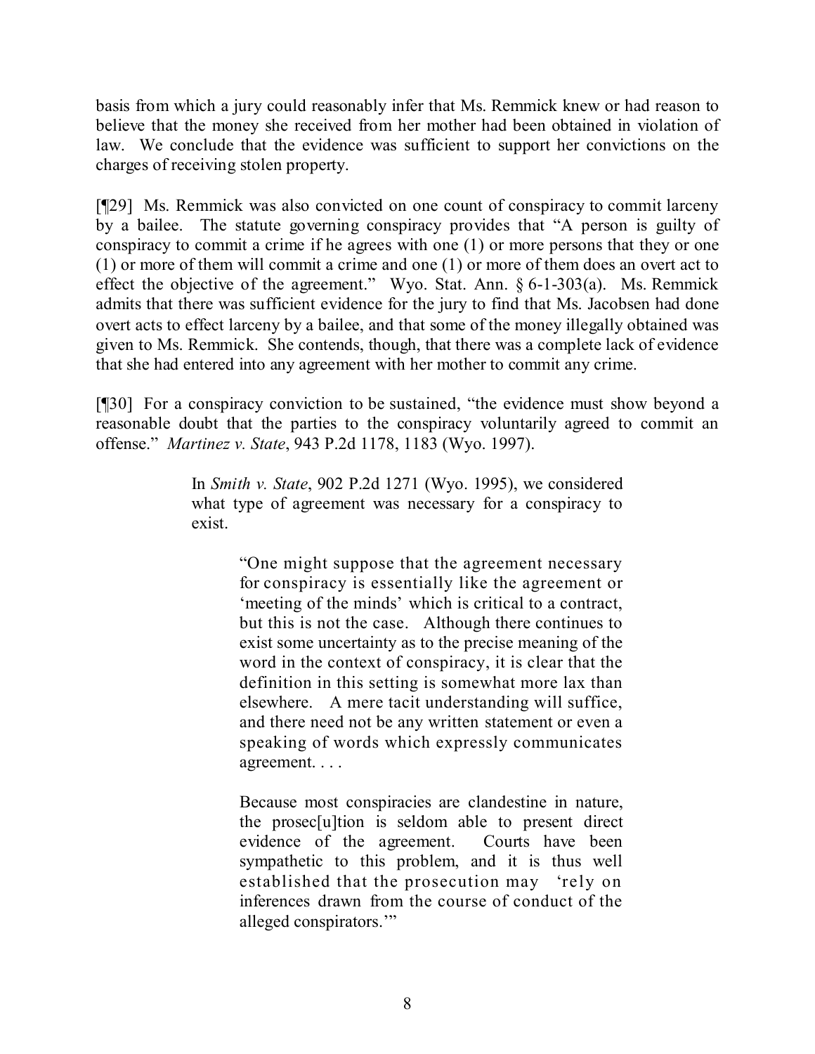basis from which a jury could reasonably infer that Ms. Remmick knew or had reason to believe that the money she received from her mother had been obtained in violation of law. We conclude that the evidence was sufficient to support her convictions on the charges of receiving stolen property.

[¶29] Ms. Remmick was also convicted on one count of conspiracy to commit larceny by a bailee. The statute governing conspiracy provides that "A person is guilty of conspiracy to commit a crime if he agrees with one (1) or more persons that they or one (1) or more of them will commit a crime and one (1) or more of them does an overt act to effect the objective of the agreement." Wyo. Stat. Ann. § 6-1-303(a). Ms. Remmick admits that there was sufficient evidence for the jury to find that Ms. Jacobsen had done overt acts to effect larceny by a bailee, and that some of the money illegally obtained was given to Ms. Remmick. She contends, though, that there was a complete lack of evidence that she had entered into any agreement with her mother to commit any crime.

[¶30] For a conspiracy conviction to be sustained, "the evidence must show beyond a reasonable doubt that the parties to the conspiracy voluntarily agreed to commit an offense." *Martinez v. State*, 943 P.2d 1178, 1183 (Wyo. 1997).

> In *Smith v. State*, 902 P.2d 1271 (Wyo. 1995), we considered what type of agreement was necessary for a conspiracy to exist.
>
> > "One might suppose that the agreement necessary for conspiracy is essentially like the agreement or 'meeting of the minds' which is critical to a contract, but this is not the case. Although there continues to exist some uncertainty as to the precise meaning of the word in the context of conspiracy, it is clear that the definition in this setting is somewhat more lax than elsewhere. A mere tacit understanding will suffice, and there need not be any written statement or even a speaking of words which expressly communicates agreement. . . .
> >
> > Because most conspiracies are clandestine in nature, the prosec[u]tion is seldom able to present direct evidence of the agreement. Courts have been sympathetic to this problem, and it is thus well established that the prosecution may 'rely on inferences drawn from the course of conduct of the alleged conspirators.'"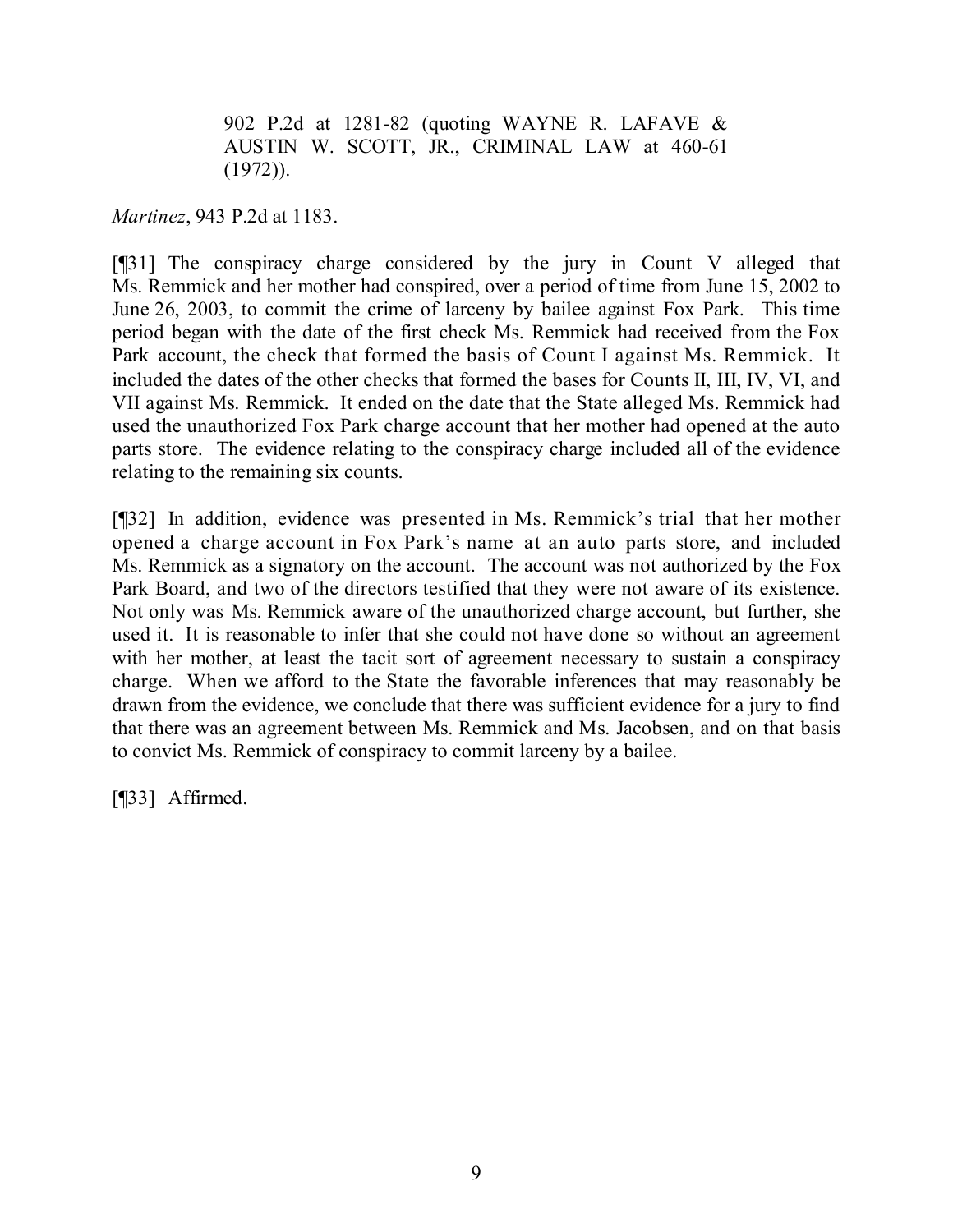> 902 P.2d at 1281-82 (quoting WAYNE R. LAFAVE & AUSTIN W. SCOTT, JR., CRIMINAL LAW at 460-61 (1972)).

*Martinez*, 943 P.2d at 1183.

[¶31] The conspiracy charge considered by the jury in Count V alleged that Ms. Remmick and her mother had conspired, over a period of time from June 15, 2002 to June 26, 2003, to commit the crime of larceny by bailee against Fox Park. This time period began with the date of the first check Ms. Remmick had received from the Fox Park account, the check that formed the basis of Count I against Ms. Remmick. It included the dates of the other checks that formed the bases for Counts II, III, IV, VI, and VII against Ms. Remmick. It ended on the date that the State alleged Ms. Remmick had used the unauthorized Fox Park charge account that her mother had opened at the auto parts store. The evidence relating to the conspiracy charge included all of the evidence relating to the remaining six counts.

[¶32] In addition, evidence was presented in Ms. Remmick's trial that her mother opened a charge account in Fox Park's name at an auto parts store, and included Ms. Remmick as a signatory on the account. The account was not authorized by the Fox Park Board, and two of the directors testified that they were not aware of its existence. Not only was Ms. Remmick aware of the unauthorized charge account, but further, she used it. It is reasonable to infer that she could not have done so without an agreement with her mother, at least the tacit sort of agreement necessary to sustain a conspiracy charge. When we afford to the State the favorable inferences that may reasonably be drawn from the evidence, we conclude that there was sufficient evidence for a jury to find that there was an agreement between Ms. Remmick and Ms. Jacobsen, and on that basis to convict Ms. Remmick of conspiracy to commit larceny by a bailee.

[¶33] Affirmed.